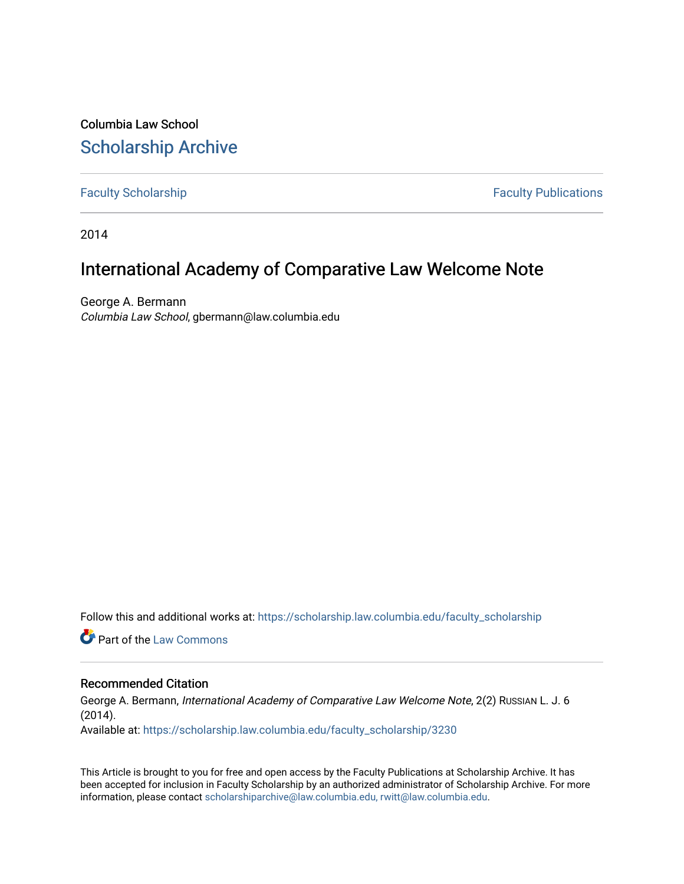Columbia Law School

# Scholarship Archive

Faculty Scholarship | Faculty Publications

2014

## International Academy of Comparative Law Welcome Note

George A. Bermann
*Columbia Law School*, gbermann@law.columbia.edu

Follow this and additional works at: https://scholarship.law.columbia.edu/faculty_scholarship

Part of the Law Commons

### Recommended Citation

George A. Bermann, *International Academy of Comparative Law Welcome Note*, 2(2) Russian L. J. 6 (2014).
Available at: https://scholarship.law.columbia.edu/faculty_scholarship/3230

This Article is brought to you for free and open access by the Faculty Publications at Scholarship Archive. It has been accepted for inclusion in Faculty Scholarship by an authorized administrator of Scholarship Archive. For more information, please contact scholarshiparchive@law.columbia.edu, rwitt@law.columbia.edu.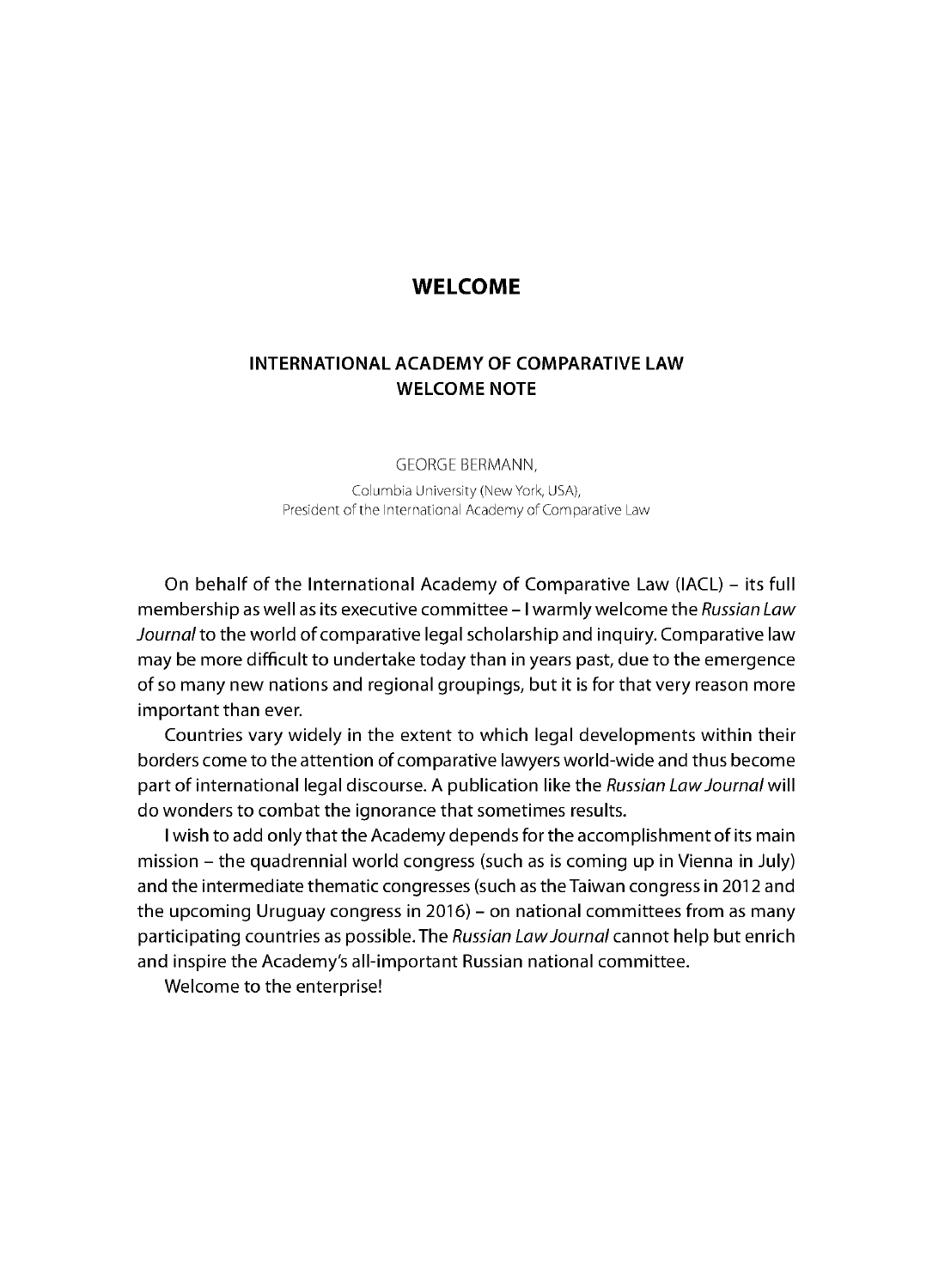# WELCOME

## INTERNATIONAL ACADEMY OF COMPARATIVE LAW WELCOME NOTE

GEORGE BERMANN,

Columbia University (New York, USA),
President of the International Academy of Comparative Law

On behalf of the International Academy of Comparative Law (IACL) – its full membership as well as its executive committee – I warmly welcome the *Russian Law Journal* to the world of comparative legal scholarship and inquiry. Comparative law may be more difficult to undertake today than in years past, due to the emergence of so many new nations and regional groupings, but it is for that very reason more important than ever.

Countries vary widely in the extent to which legal developments within their borders come to the attention of comparative lawyers world-wide and thus become part of international legal discourse. A publication like the *Russian Law Journal* will do wonders to combat the ignorance that sometimes results.

I wish to add only that the Academy depends for the accomplishment of its main mission – the quadrennial world congress (such as is coming up in Vienna in July) and the intermediate thematic congresses (such as the Taiwan congress in 2012 and the upcoming Uruguay congress in 2016) – on national committees from as many participating countries as possible. The *Russian Law Journal* cannot help but enrich and inspire the Academy's all-important Russian national committee.

Welcome to the enterprise!